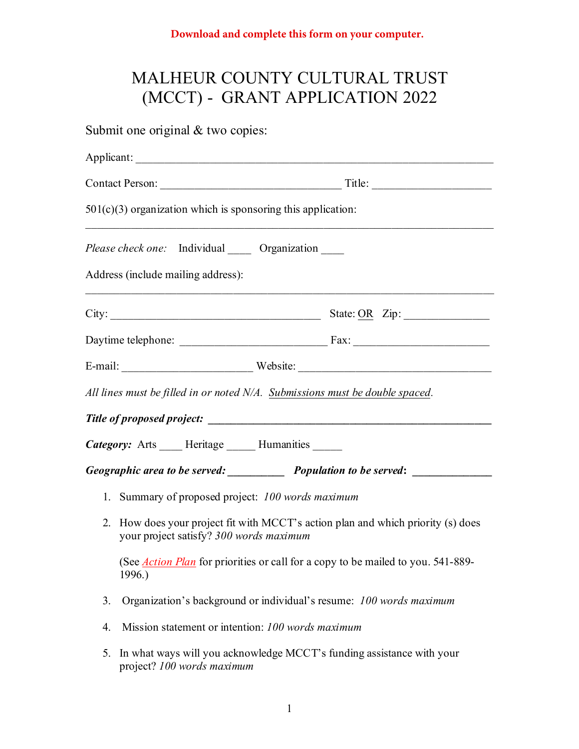**Download and complete this form on your computer.**

# MALHEUR COUNTY CULTURAL TRUST (MCCT) - GRANT APPLICATION 2022

Submit one original & two copies:

Applicant: ______________________________________________________________

Contact Person: ________________________________ Title: _____________________

501(c)(3) organization which is sponsoring this application:

_____________________________________________________________________

*Please check one:* Individual ____ Organization ____

Address (include mailing address):

_____________________________________________________________________

City: _____________________________________ State: OR Zip: _______________

Daytime telephone: __________________________ Fax: ________________________

E-mail: ______________________ Website: ________________________________

*All lines must be filled in or noted N/A. Submissions must be double spaced.*

***Title of proposed project:*** ______________________________________________

***Category:*** Arts ____ Heritage _____ Humanities _____

***Geographic area to be served:*** __________ ***Population to be served***: ______________

1. Summary of proposed project: *100 words maximum*

2. How does your project fit with MCCT's action plan and which priority (s) does your project satisfy? *300 words maximum*

   (See *Action Plan* for priorities or call for a copy to be mailed to you. 541-889-1996.)

3. Organization's background or individual's resume: *100 words maximum*

4. Mission statement or intention: *100 words maximum*

5. In what ways will you acknowledge MCCT's funding assistance with your project? *100 words maximum*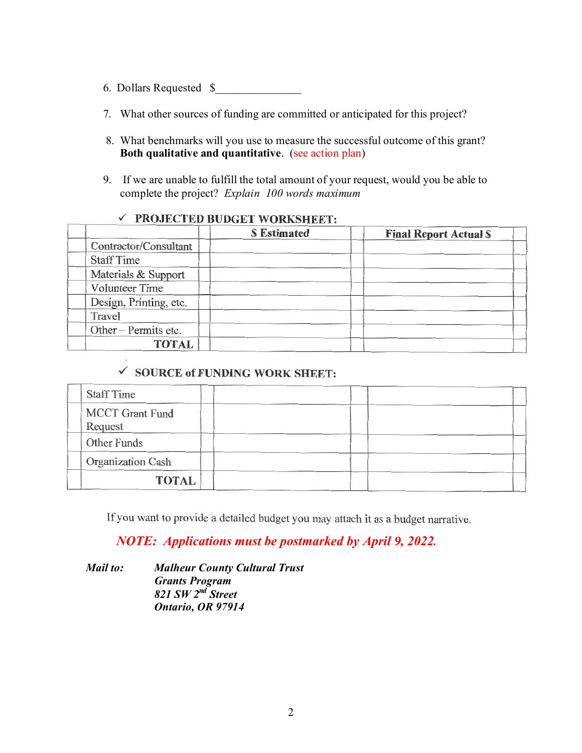6. Dollars Requested $_______________

7. What other sources of funding are committed or anticipated for this project?

8. What benchmarks will you use to measure the successful outcome of this grant? **Both qualitative and quantitative**. (see action plan)

9. If we are unable to fulfill the total amount of your request, would you be able to complete the project? *Explain 100 words maximum*

✓ **PROJECTED BUDGET WORKSHEET:**

| | $ Estimated | Final Report Actual $ |
|---|---|---|
| Contractor/Consultant | | |
| Staff Time | | |
| Materials & Support | | |
| Volunteer Time | | |
| Design, Printing, etc. | | |
| Travel | | |
| Other – Permits etc. | | |
| **TOTAL** | | |

✓ **SOURCE of FUNDING WORK SHEET:**

| | | |
|---|---|---|
| Staff Time | | |
| MCCT Grant Fund Request | | |
| Other Funds | | |
| Organization Cash | | |
| **TOTAL** | | |

If you want to provide a detailed budget you may attach it as a budget narrative.

***NOTE: Applications must be postmarked by April 9, 2022.***

***Mail to:*** 
***Malheur County Cultural Trust***
***Grants Program***
***821 SW 2nd Street***
***Ontario, OR 97914***